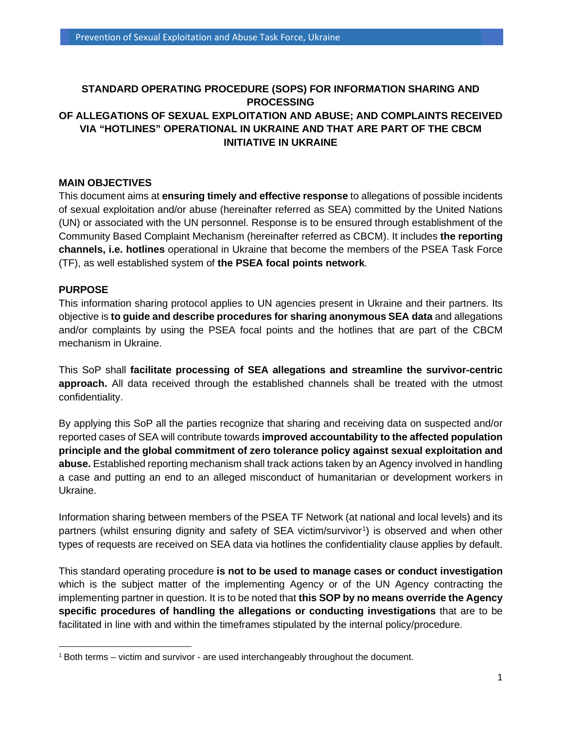# STANDARD OPERATING PROCEDURE (SOPS) FOR INFORMATION SHARING AND PROCESSING OF ALLEGATIONS OF SEXUAL EXPLOITATION AND ABUSE; AND COMPLAINTS RECEIVED VIA "HOTLINES" OPERATIONAL IN UKRAINE AND THAT ARE PART OF THE CBCM INITIATIVE IN UKRAINE

## MAIN OBJECTIVES

This document aims at **ensuring timely and effective response** to allegations of possible incidents of sexual exploitation and/or abuse (hereinafter referred as SEA) committed by the United Nations (UN) or associated with the UN personnel. Response is to be ensured through establishment of the Community Based Complaint Mechanism (hereinafter referred as CBCM). It includes **the reporting channels, i.e. hotlines** operational in Ukraine that become the members of the PSEA Task Force (TF), as well established system of **the PSEA focal points network**.

## PURPOSE

This information sharing protocol applies to UN agencies present in Ukraine and their partners. Its objective is **to guide and describe procedures for sharing anonymous SEA data** and allegations and/or complaints by using the PSEA focal points and the hotlines that are part of the CBCM mechanism in Ukraine.

This SoP shall **facilitate processing of SEA allegations and streamline the survivor-centric approach.** All data received through the established channels shall be treated with the utmost confidentiality.

By applying this SoP all the parties recognize that sharing and receiving data on suspected and/or reported cases of SEA will contribute towards **improved accountability to the affected population principle and the global commitment of zero tolerance policy against sexual exploitation and abuse.** Established reporting mechanism shall track actions taken by an Agency involved in handling a case and putting an end to an alleged misconduct of humanitarian or development workers in Ukraine.

Information sharing between members of the PSEA TF Network (at national and local levels) and its partners (whilst ensuring dignity and safety of SEA victim/survivor[1]) is observed and when other types of requests are received on SEA data via hotlines the confidentiality clause applies by default.

This standard operating procedure **is not to be used to manage cases or conduct investigation** which is the subject matter of the implementing Agency or of the UN Agency contracting the implementing partner in question. It is to be noted that **this SOP by no means override the Agency specific procedures of handling the allegations or conducting investigations** that are to be facilitated in line with and within the timeframes stipulated by the internal policy/procedure.

[1] Both terms – victim and survivor - are used interchangeably throughout the document.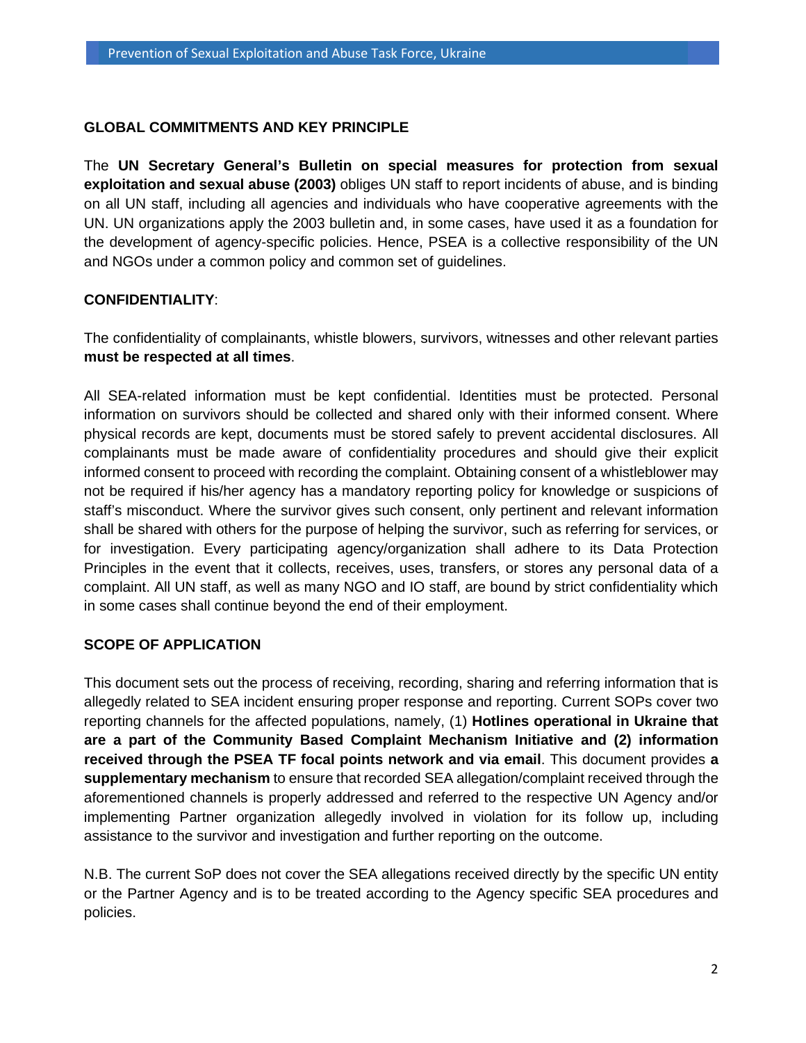## GLOBAL COMMITMENTS AND KEY PRINCIPLE

The **UN Secretary General's Bulletin on special measures for protection from sexual exploitation and sexual abuse (2003)** obliges UN staff to report incidents of abuse, and is binding on all UN staff, including all agencies and individuals who have cooperative agreements with the UN. UN organizations apply the 2003 bulletin and, in some cases, have used it as a foundation for the development of agency-specific policies. Hence, PSEA is a collective responsibility of the UN and NGOs under a common policy and common set of guidelines.

## CONFIDENTIALITY:

The confidentiality of complainants, whistle blowers, survivors, witnesses and other relevant parties **must be respected at all times**.

All SEA-related information must be kept confidential. Identities must be protected. Personal information on survivors should be collected and shared only with their informed consent. Where physical records are kept, documents must be stored safely to prevent accidental disclosures. All complainants must be made aware of confidentiality procedures and should give their explicit informed consent to proceed with recording the complaint. Obtaining consent of a whistleblower may not be required if his/her agency has a mandatory reporting policy for knowledge or suspicions of staff's misconduct. Where the survivor gives such consent, only pertinent and relevant information shall be shared with others for the purpose of helping the survivor, such as referring for services, or for investigation. Every participating agency/organization shall adhere to its Data Protection Principles in the event that it collects, receives, uses, transfers, or stores any personal data of a complaint. All UN staff, as well as many NGO and IO staff, are bound by strict confidentiality which in some cases shall continue beyond the end of their employment.

## SCOPE OF APPLICATION

This document sets out the process of receiving, recording, sharing and referring information that is allegedly related to SEA incident ensuring proper response and reporting. Current SOPs cover two reporting channels for the affected populations, namely, (1) **Hotlines operational in Ukraine that are a part of the Community Based Complaint Mechanism Initiative and (2) information received through the PSEA TF focal points network and via email**. This document provides **a supplementary mechanism** to ensure that recorded SEA allegation/complaint received through the aforementioned channels is properly addressed and referred to the respective UN Agency and/or implementing Partner organization allegedly involved in violation for its follow up, including assistance to the survivor and investigation and further reporting on the outcome.

N.B. The current SoP does not cover the SEA allegations received directly by the specific UN entity or the Partner Agency and is to be treated according to the Agency specific SEA procedures and policies.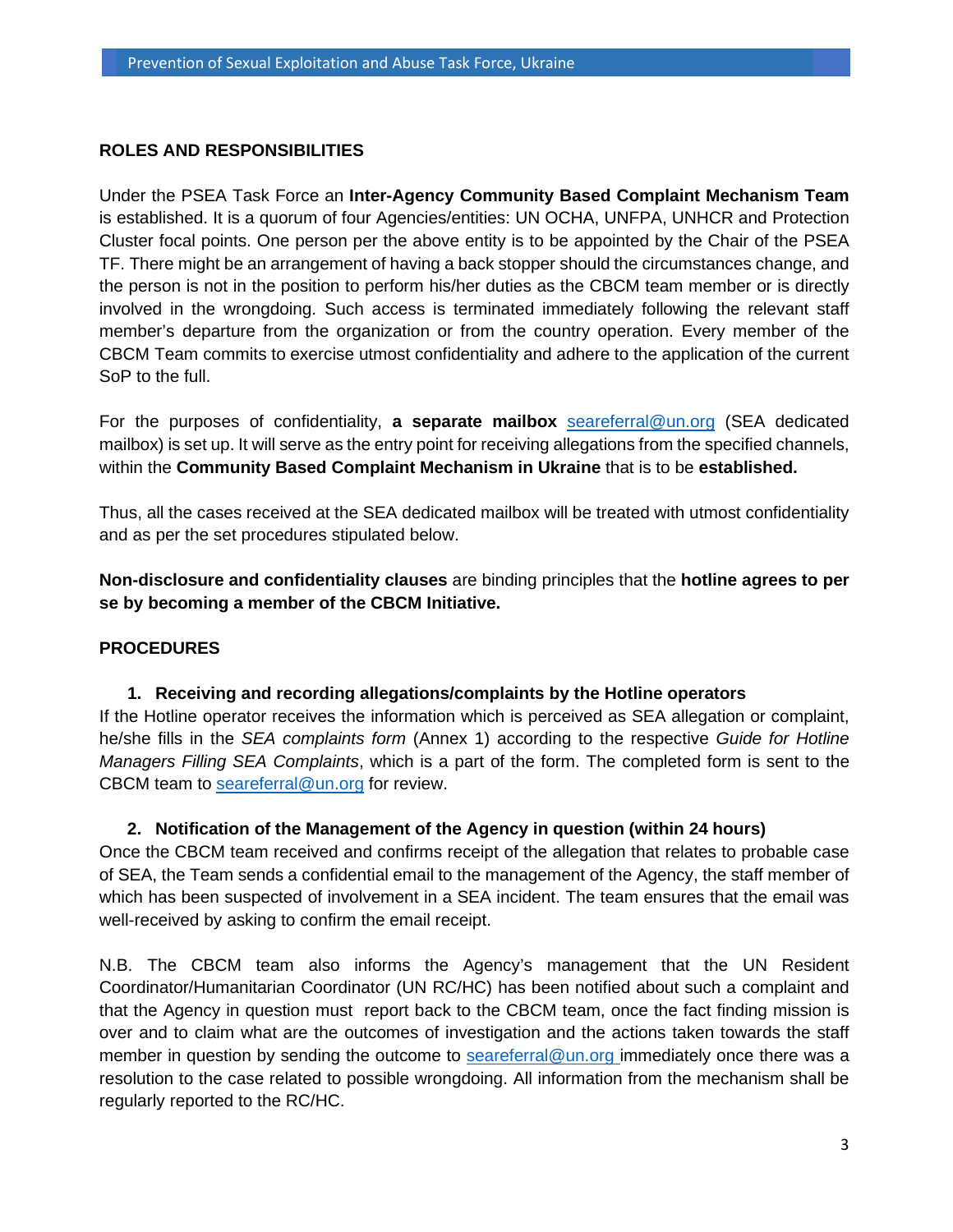**ROLES AND RESPONSIBILITIES**

Under the PSEA Task Force an **Inter-Agency Community Based Complaint Mechanism Team** is established. It is a quorum of four Agencies/entities: UN OCHA, UNFPA, UNHCR and Protection Cluster focal points. One person per the above entity is to be appointed by the Chair of the PSEA TF. There might be an arrangement of having a back stopper should the circumstances change, and the person is not in the position to perform his/her duties as the CBCM team member or is directly involved in the wrongdoing. Such access is terminated immediately following the relevant staff member's departure from the organization or from the country operation. Every member of the CBCM Team commits to exercise utmost confidentiality and adhere to the application of the current SoP to the full.

For the purposes of confidentiality, **a separate mailbox** seareferral@un.org (SEA dedicated mailbox) is set up. It will serve as the entry point for receiving allegations from the specified channels, within the **Community Based Complaint Mechanism in Ukraine** that is to be **established.**

Thus, all the cases received at the SEA dedicated mailbox will be treated with utmost confidentiality and as per the set procedures stipulated below.

**Non-disclosure and confidentiality clauses** are binding principles that the **hotline agrees to per se by becoming a member of the CBCM Initiative.**

**PROCEDURES**

1. **Receiving and recording allegations/complaints by the Hotline operators**

If the Hotline operator receives the information which is perceived as SEA allegation or complaint, he/she fills in the *SEA complaints form* (Annex 1) according to the respective *Guide for Hotline Managers Filling SEA Complaints*, which is a part of the form. The completed form is sent to the CBCM team to seareferral@un.org for review.

2. **Notification of the Management of the Agency in question (within 24 hours)**

Once the CBCM team received and confirms receipt of the allegation that relates to probable case of SEA, the Team sends a confidential email to the management of the Agency, the staff member of which has been suspected of involvement in a SEA incident. The team ensures that the email was well-received by asking to confirm the email receipt.

N.B. The CBCM team also informs the Agency's management that the UN Resident Coordinator/Humanitarian Coordinator (UN RC/HC) has been notified about such a complaint and that the Agency in question must report back to the CBCM team, once the fact finding mission is over and to claim what are the outcomes of investigation and the actions taken towards the staff member in question by sending the outcome to seareferral@un.org immediately once there was a resolution to the case related to possible wrongdoing. All information from the mechanism shall be regularly reported to the RC/HC.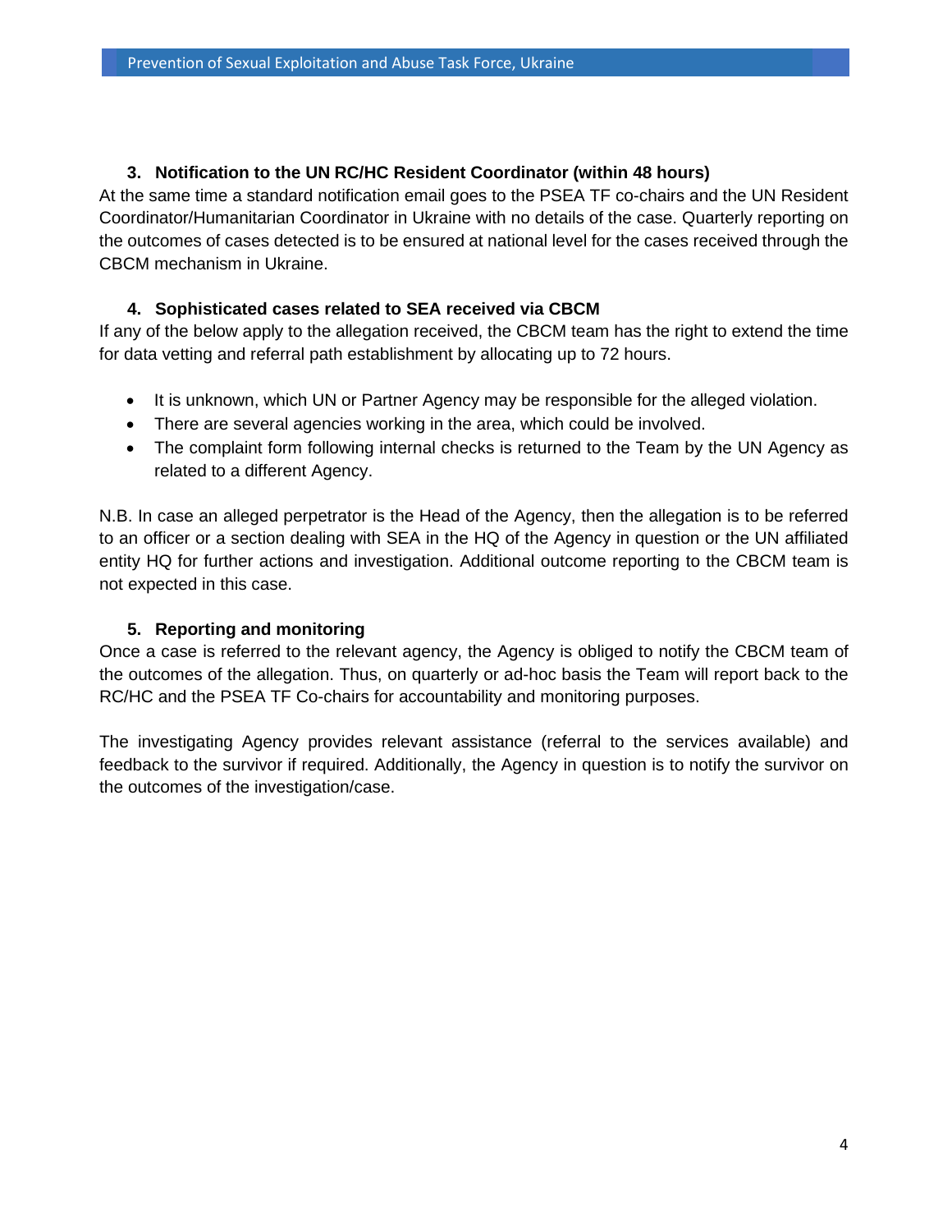### 3. Notification to the UN RC/HC Resident Coordinator (within 48 hours)

At the same time a standard notification email goes to the PSEA TF co-chairs and the UN Resident Coordinator/Humanitarian Coordinator in Ukraine with no details of the case. Quarterly reporting on the outcomes of cases detected is to be ensured at national level for the cases received through the CBCM mechanism in Ukraine.

### 4. Sophisticated cases related to SEA received via CBCM

If any of the below apply to the allegation received, the CBCM team has the right to extend the time for data vetting and referral path establishment by allocating up to 72 hours.

- It is unknown, which UN or Partner Agency may be responsible for the alleged violation.
- There are several agencies working in the area, which could be involved.
- The complaint form following internal checks is returned to the Team by the UN Agency as related to a different Agency.

N.B. In case an alleged perpetrator is the Head of the Agency, then the allegation is to be referred to an officer or a section dealing with SEA in the HQ of the Agency in question or the UN affiliated entity HQ for further actions and investigation. Additional outcome reporting to the CBCM team is not expected in this case.

### 5. Reporting and monitoring

Once a case is referred to the relevant agency, the Agency is obliged to notify the CBCM team of the outcomes of the allegation. Thus, on quarterly or ad-hoc basis the Team will report back to the RC/HC and the PSEA TF Co-chairs for accountability and monitoring purposes.

The investigating Agency provides relevant assistance (referral to the services available) and feedback to the survivor if required. Additionally, the Agency in question is to notify the survivor on the outcomes of the investigation/case.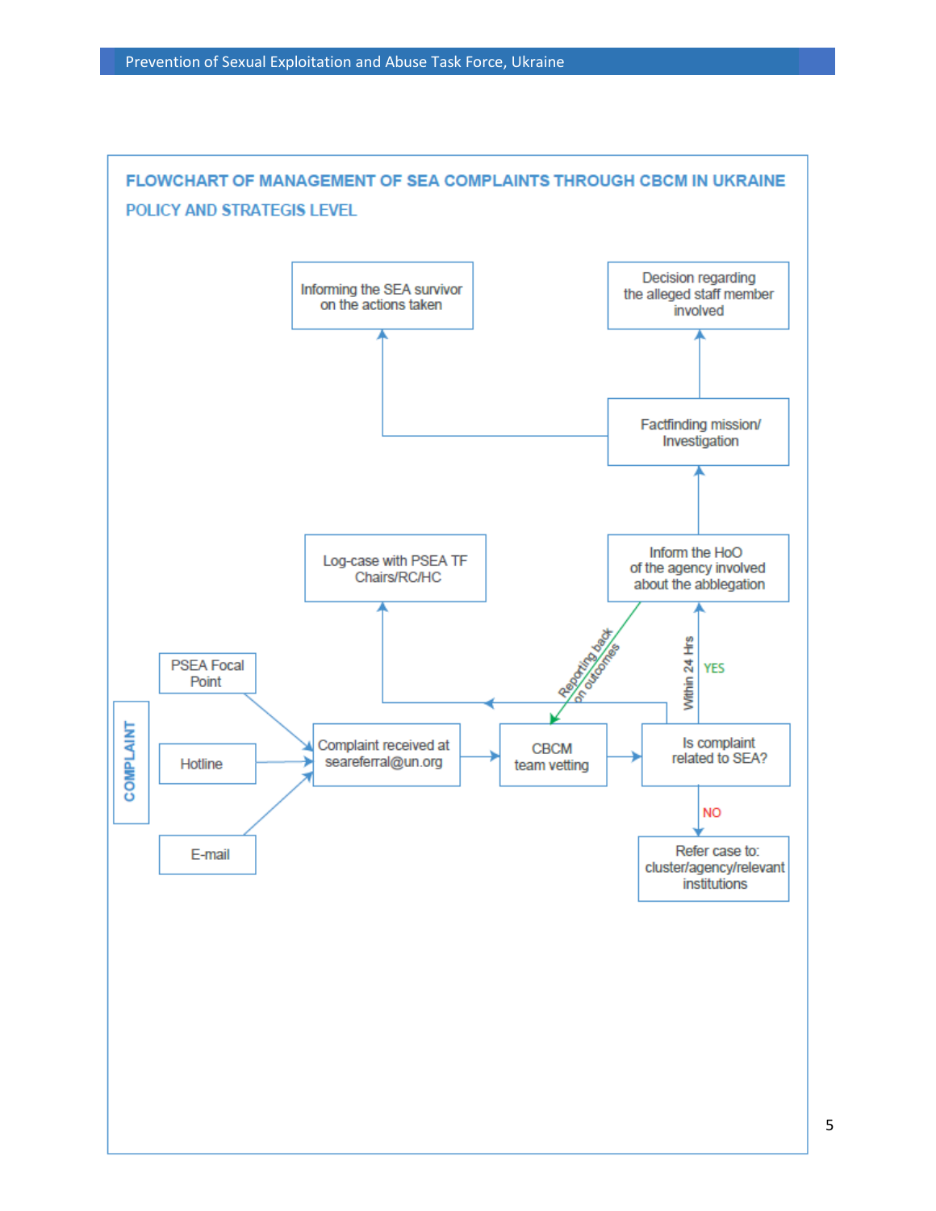FLOWCHART OF MANAGEMENT OF SEA COMPLAINTS THROUGH CBCM IN UKRAINE

POLICY AND STRATEGIS LEVEL

Informing the SEA survivor on the actions taken

Decision regarding the alleged staff member involved

Factfinding mission/ Investigation

Log-case with PSEA TF Chairs/RC/HC

Inform the HoO of the agency involved about the abblegation

Reporting back on outcomes

Within 24 Hrs

YES

COMPLAINT

PSEA Focal Point

Hotline

E-mail

Complaint received at seareferral@un.org

CBCM team vetting

Is complaint related to SEA?

NO

Refer case to: cluster/agency/relevant institutions